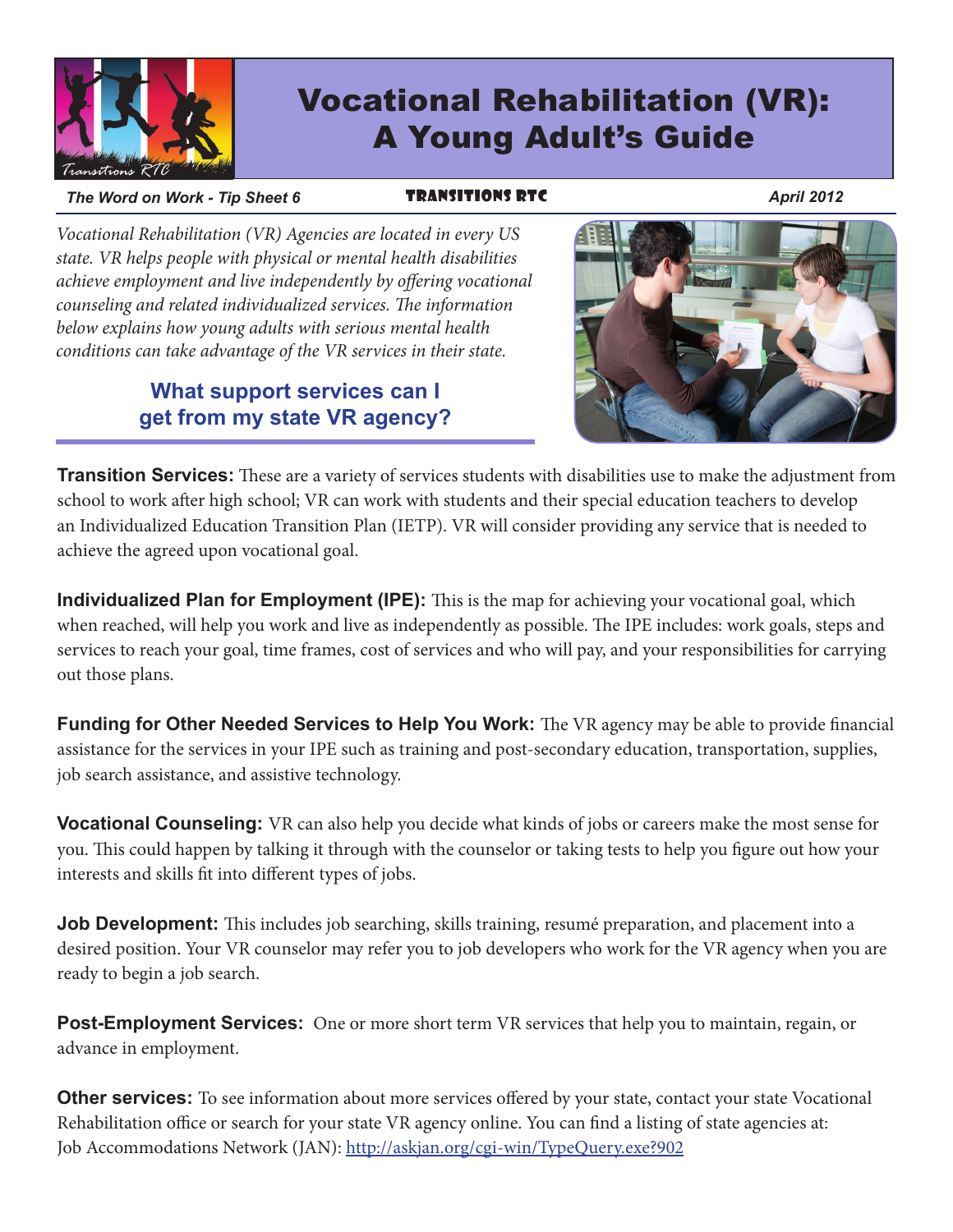# Vocational Rehabilitation (VR): A Young Adult's Guide

*The Word on Work - Tip Sheet 6* | TRANSITIONS RTC | *April 2012*

*Vocational Rehabilitation (VR) Agencies are located in every US state. VR helps people with physical or mental health disabilities achieve employment and live independently by offering vocational counseling and related individualized services. The information below explains how young adults with serious mental health conditions can take advantage of the VR services in their state.*

## What support services can I get from my state VR agency?

**Transition Services:** These are a variety of services students with disabilities use to make the adjustment from school to work after high school; VR can work with students and their special education teachers to develop an Individualized Education Transition Plan (IETP). VR will consider providing any service that is needed to achieve the agreed upon vocational goal.

**Individualized Plan for Employment (IPE):** This is the map for achieving your vocational goal, which when reached, will help you work and live as independently as possible. The IPE includes: work goals, steps and services to reach your goal, time frames, cost of services and who will pay, and your responsibilities for carrying out those plans.

**Funding for Other Needed Services to Help You Work:** The VR agency may be able to provide financial assistance for the services in your IPE such as training and post-secondary education, transportation, supplies, job search assistance, and assistive technology.

**Vocational Counseling:** VR can also help you decide what kinds of jobs or careers make the most sense for you. This could happen by talking it through with the counselor or taking tests to help you figure out how your interests and skills fit into different types of jobs.

**Job Development:** This includes job searching, skills training, resumé preparation, and placement into a desired position. Your VR counselor may refer you to job developers who work for the VR agency when you are ready to begin a job search.

**Post-Employment Services:** One or more short term VR services that help you to maintain, regain, or advance in employment.

**Other services:** To see information about more services offered by your state, contact your state Vocational Rehabilitation office or search for your state VR agency online. You can find a listing of state agencies at: Job Accommodations Network (JAN): [http://askjan.org/cgi-win/TypeQuery.exe?902](http://askjan.org/cgi-win/TypeQuery.exe?902)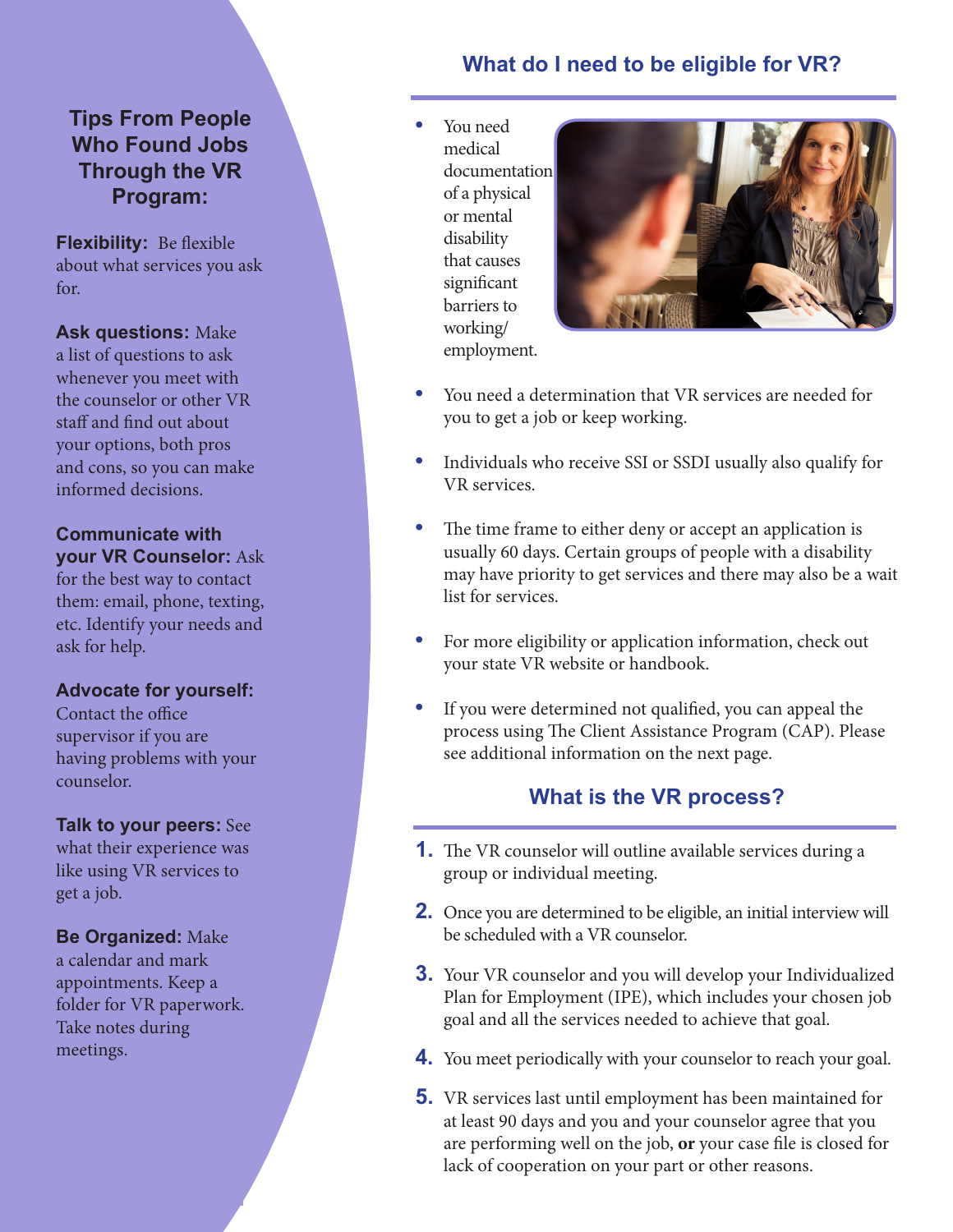## Tips From People Who Found Jobs Through the VR Program:

**Flexibility:** Be flexible about what services you ask for.

**Ask questions:** Make a list of questions to ask whenever you meet with the counselor or other VR staff and find out about your options, both pros and cons, so you can make informed decisions.

**Communicate with your VR Counselor:** Ask for the best way to contact them: email, phone, texting, etc. Identify your needs and ask for help.

**Advocate for yourself:** Contact the office supervisor if you are having problems with your counselor.

**Talk to your peers:** See what their experience was like using VR services to get a job.

**Be Organized:** Make a calendar and mark appointments. Keep a folder for VR paperwork. Take notes during meetings.

## What do I need to be eligible for VR?

- You need medical documentation of a physical or mental disability that causes significant barriers to working/employment.
- You need a determination that VR services are needed for you to get a job or keep working.
- Individuals who receive SSI or SSDI usually also qualify for VR services.
- The time frame to either deny or accept an application is usually 60 days. Certain groups of people with a disability may have priority to get services and there may also be a wait list for services.
- For more eligibility or application information, check out your state VR website or handbook.
- If you were determined not qualified, you can appeal the process using The Client Assistance Program (CAP). Please see additional information on the next page.

## What is the VR process?

1. The VR counselor will outline available services during a group or individual meeting.
2. Once you are determined to be eligible, an initial interview will be scheduled with a VR counselor.
3. Your VR counselor and you will develop your Individualized Plan for Employment (IPE), which includes your chosen job goal and all the services needed to achieve that goal.
4. You meet periodically with your counselor to reach your goal.
5. VR services last until employment has been maintained for at least 90 days and you and your counselor agree that you are performing well on the job, **or** your case file is closed for lack of cooperation on your part or other reasons.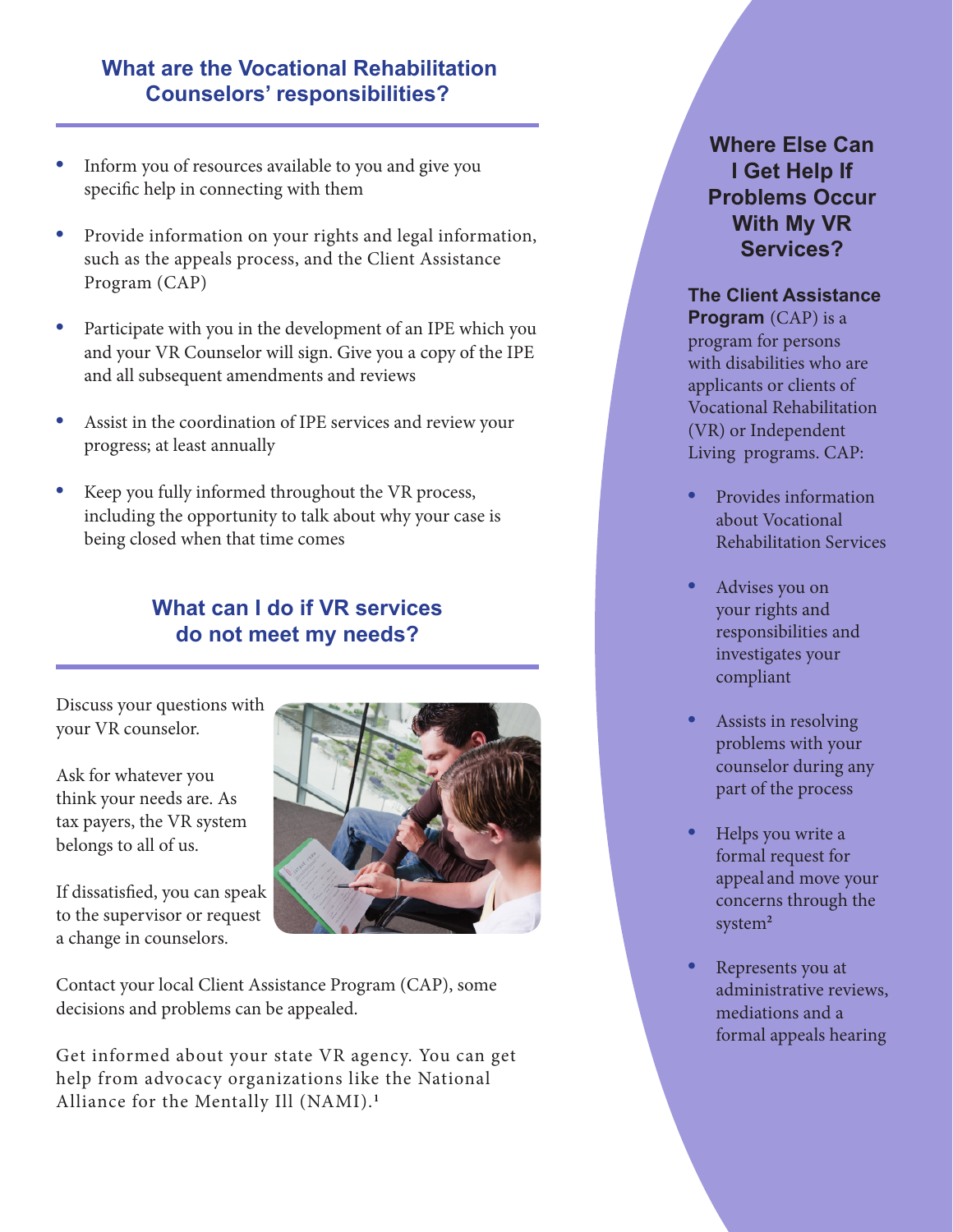## What are the Vocational Rehabilitation Counselors' responsibilities?

- Inform you of resources available to you and give you specific help in connecting with them
- Provide information on your rights and legal information, such as the appeals process, and the Client Assistance Program (CAP)
- Participate with you in the development of an IPE which you and your VR Counselor will sign. Give you a copy of the IPE and all subsequent amendments and reviews
- Assist in the coordination of IPE services and review your progress; at least annually
- Keep you fully informed throughout the VR process, including the opportunity to talk about why your case is being closed when that time comes

## What can I do if VR services do not meet my needs?

Discuss your questions with your VR counselor.

Ask for whatever you think your needs are. As tax payers, the VR system belongs to all of us.

If dissatisfied, you can speak to the supervisor or request a change in counselors.

Contact your local Client Assistance Program (CAP), some decisions and problems can be appealed.

Get informed about your state VR agency. You can get help from advocacy organizations like the National Alliance for the Mentally Ill (NAMI).[1]

## Where Else Can I Get Help If Problems Occur With My VR Services?

**The Client Assistance Program** (CAP) is a program for persons with disabilities who are applicants or clients of Vocational Rehabilitation (VR) or Independent Living programs. CAP:

- Provides information about Vocational Rehabilitation Services
- Advises you on your rights and responsibilities and investigates your compliant
- Assists in resolving problems with your counselor during any part of the process
- Helps you write a formal request for appeal and move your concerns through the system[2]
- Represents you at administrative reviews, mediations and a formal appeals hearing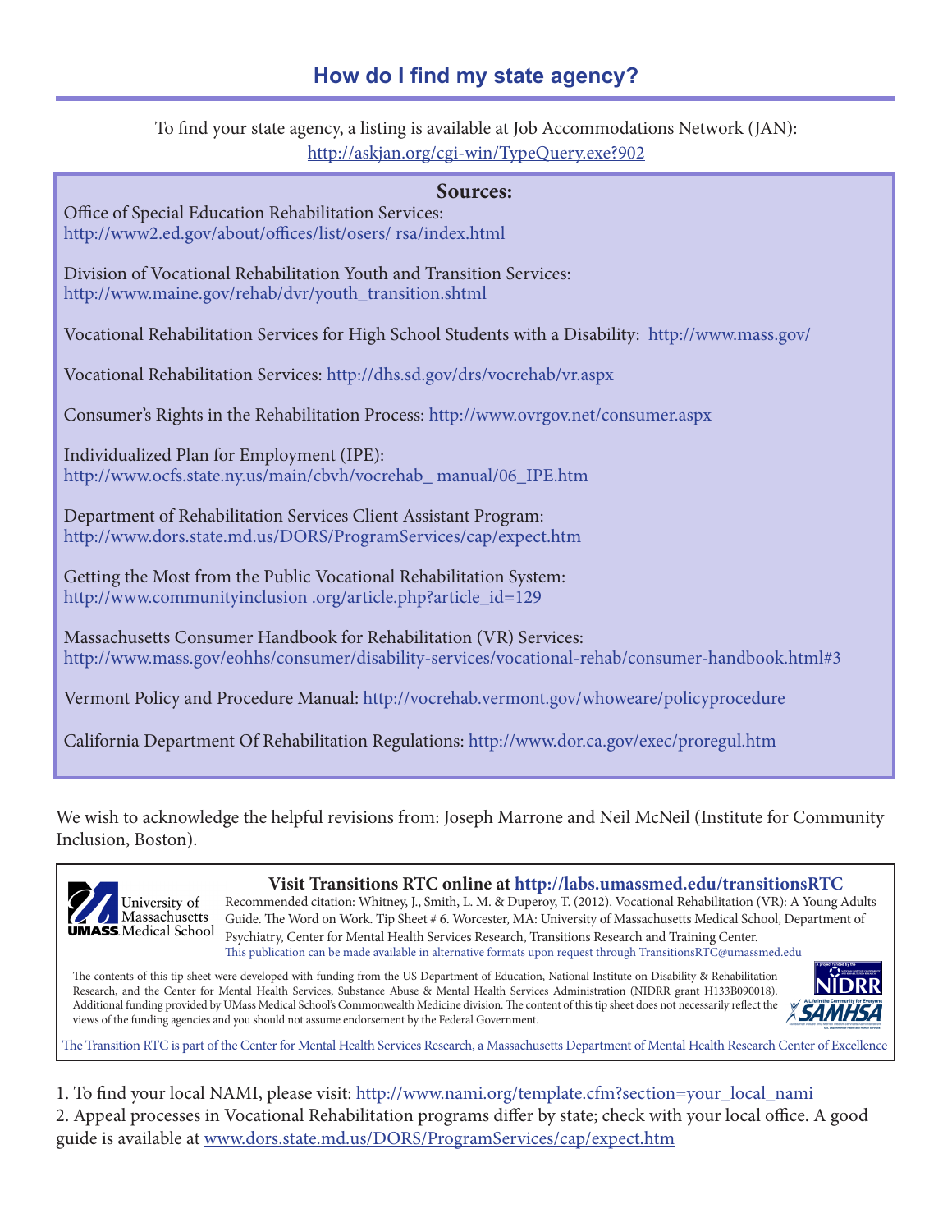## How do I find my state agency?

To find your state agency, a listing is available at Job Accommodations Network (JAN): http://askjan.org/cgi-win/TypeQuery.exe?902

**Sources:**

Office of Special Education Rehabilitation Services:
http://www2.ed.gov/about/offices/list/osers/ rsa/index.html

Division of Vocational Rehabilitation Youth and Transition Services:
http://www.maine.gov/rehab/dvr/youth_transition.shtml

Vocational Rehabilitation Services for High School Students with a Disability: http://www.mass.gov/

Vocational Rehabilitation Services: http://dhs.sd.gov/drs/vocrehab/vr.aspx

Consumer's Rights in the Rehabilitation Process: http://www.ovrgov.net/consumer.aspx

Individualized Plan for Employment (IPE):
http://www.ocfs.state.ny.us/main/cbvh/vocrehab_ manual/06_IPE.htm

Department of Rehabilitation Services Client Assistant Program:
http://www.dors.state.md.us/DORS/ProgramServices/cap/expect.htm

Getting the Most from the Public Vocational Rehabilitation System:
http://www.communityinclusion .org/article.php?article_id=129

Massachusetts Consumer Handbook for Rehabilitation (VR) Services:
http://www.mass.gov/eohhs/consumer/disability-services/vocational-rehab/consumer-handbook.html#3

Vermont Policy and Procedure Manual: http://vocrehab.vermont.gov/whoweare/policyprocedure

California Department Of Rehabilitation Regulations: http://www.dor.ca.gov/exec/proregul.htm

We wish to acknowledge the helpful revisions from: Joseph Marrone and Neil McNeil (Institute for Community Inclusion, Boston).

University of Massachusetts UMASS Medical School

**Visit Transitions RTC online at http://labs.umassmed.edu/transitionsRTC**

Recommended citation: Whitney, J., Smith, L. M. & Duperoy, T. (2012). Vocational Rehabilitation (VR): A Young Adults Guide. The Word on Work. Tip Sheet # 6. Worcester, MA: University of Massachusetts Medical School, Department of Psychiatry, Center for Mental Health Services Research, Transitions Research and Training Center.

This publication can be made available in alternative formats upon request through TransitionsRTC@umassmed.edu

The contents of this tip sheet were developed with funding from the US Department of Education, National Institute on Disability & Rehabilitation Research, and the Center for Mental Health Services, Substance Abuse & Mental Health Services Administration (NIDRR grant H133B090018). Additional funding provided by UMass Medical School's Commonwealth Medicine division. The content of this tip sheet does not necessarily reflect the views of the funding agencies and you should not assume endorsement by the Federal Government.

The Transition RTC is part of the Center for Mental Health Services Research, a Massachusetts Department of Mental Health Research Center of Excellence

1. To find your local NAMI, please visit: http://www.nami.org/template.cfm?section=your_local_nami
2. Appeal processes in Vocational Rehabilitation programs differ by state; check with your local office. A good guide is available at www.dors.state.md.us/DORS/ProgramServices/cap/expect.htm